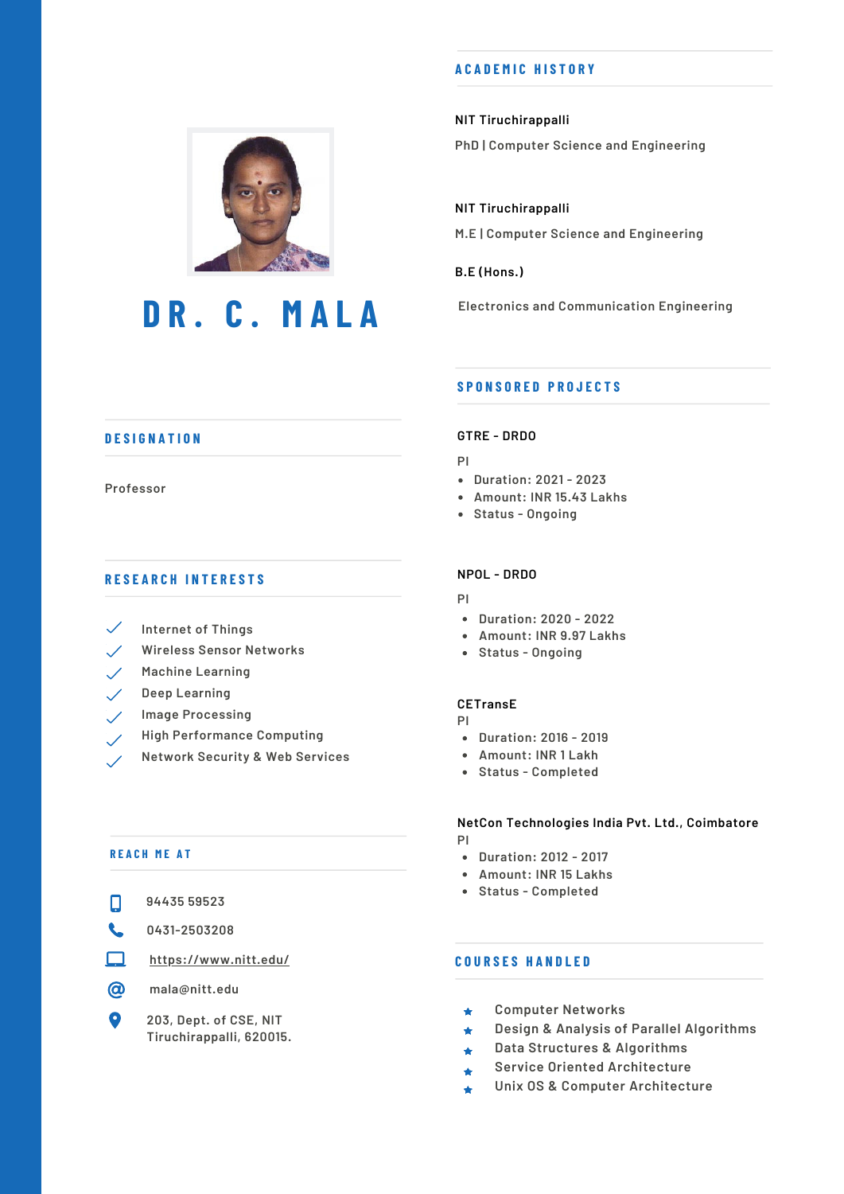# DR. C. MALA

## DESIGNATION

Professor

## RESEARCH INTERESTS

- Internet of Things
- Wireless Sensor Networks
- Machine Learning
- Deep Learning
- Image Processing
- High Performance Computing
- Network Security & Web Services

## REACH ME AT

- 94435 59523
- 0431-2503208
- https://www.nitt.edu/
- mala@nitt.edu
- 203, Dept. of CSE, NIT Tiruchirappalli, 620015.

## ACADEMIC HISTORY

**NIT Tiruchirappalli**

PhD | Computer Science and Engineering

**NIT Tiruchirappalli**

M.E | Computer Science and Engineering

**B.E (Hons.)**

Electronics and Communication Engineering

## SPONSORED PROJECTS

**GTRE - DRDO**

PI

- Duration: 2021 - 2023
- Amount: INR 15.43 Lakhs
- Status - Ongoing

**NPOL - DRDO**

PI

- Duration: 2020 - 2022
- Amount: INR 9.97 Lakhs
- Status - Ongoing

**CETransE**

PI

- Duration: 2016 - 2019
- Amount: INR 1 Lakh
- Status - Completed

**NetCon Technologies India Pvt. Ltd., Coimbatore**

PI

- Duration: 2012 - 2017
- Amount: INR 15 Lakhs
- Status - Completed

## COURSES HANDLED

- Computer Networks
- Design & Analysis of Parallel Algorithms
- Data Structures & Algorithms
- Service Oriented Architecture
- Unix OS & Computer Architecture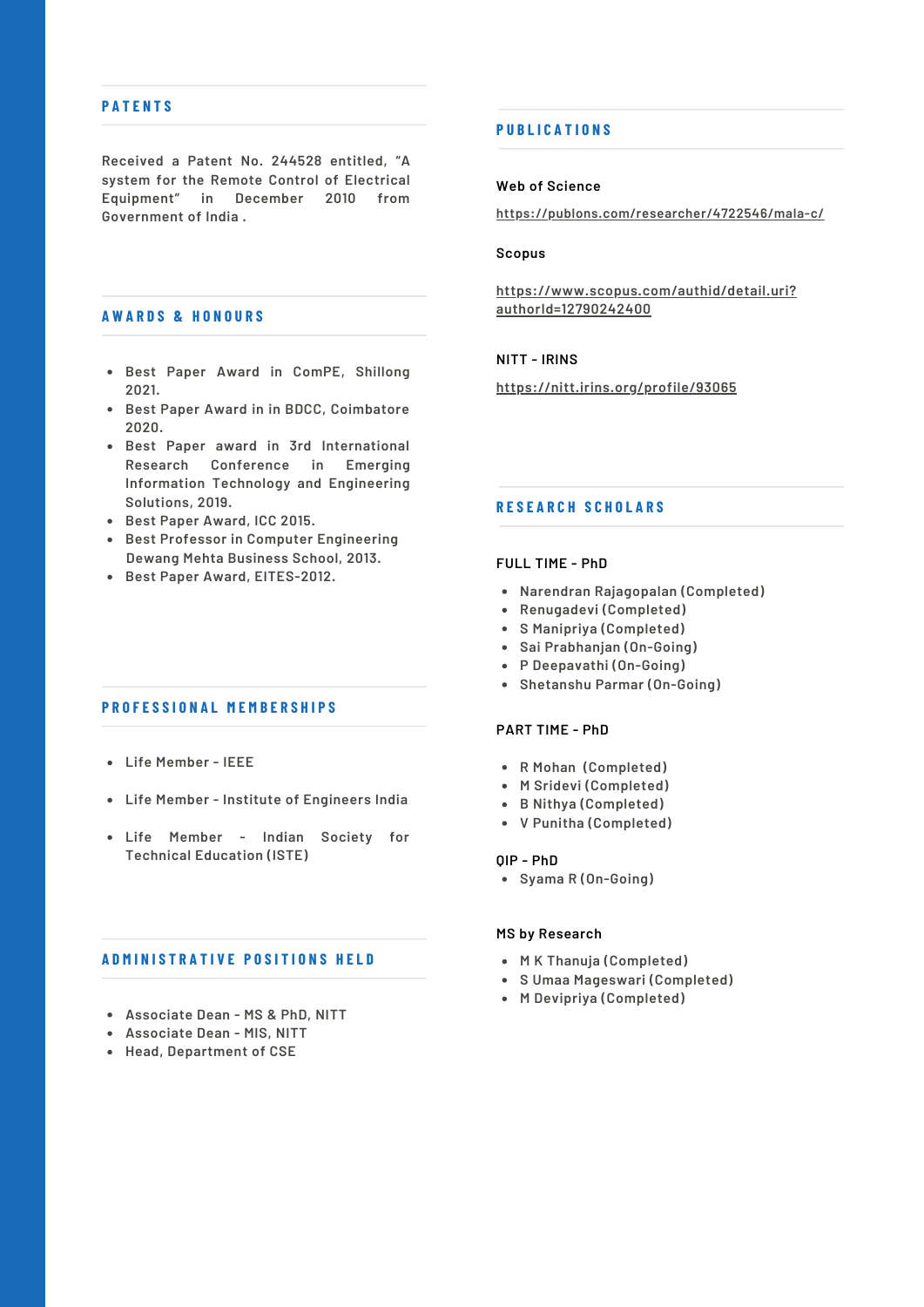## PATENTS

Received a Patent No. 244528 entitled, “A system for the Remote Control of Electrical Equipment” in December 2010 from Government of India .

## AWARDS & HONOURS

- Best Paper Award in ComPE, Shillong 2021.
- Best Paper Award in in BDCC, Coimbatore 2020.
- Best Paper award in 3rd International Research Conference in Emerging Information Technology and Engineering Solutions, 2019.
- Best Paper Award, ICC 2015.
- Best Professor in Computer Engineering Dewang Mehta Business School, 2013.
- Best Paper Award, EITES-2012.

## PROFESSIONAL MEMBERSHIPS

- Life Member - IEEE
- Life Member - Institute of Engineers India
- Life Member - Indian Society for Technical Education (ISTE)

## ADMINISTRATIVE POSITIONS HELD

- Associate Dean - MS & PhD, NITT
- Associate Dean - MIS, NITT
- Head, Department of CSE

## PUBLICATIONS

Web of Science

https://publons.com/researcher/4722546/mala-c/

Scopus

https://www.scopus.com/authid/detail.uri?authorId=12790242400

NITT - IRINS

https://nitt.irins.org/profile/93065

## RESEARCH SCHOLARS

FULL TIME - PhD

- Narendran Rajagopalan (Completed)
- Renugadevi (Completed)
- S Manipriya (Completed)
- Sai Prabhanjan (On-Going)
- P Deepavathi (On-Going)
- Shetanshu Parmar (On-Going)

PART TIME - PhD

- R Mohan (Completed)
- M Sridevi (Completed)
- B Nithya (Completed)
- V Punitha (Completed)

QIP - PhD

- Syama R (On-Going)

MS by Research

- M K Thanuja (Completed)
- S Umaa Mageswari (Completed)
- M Devipriya (Completed)